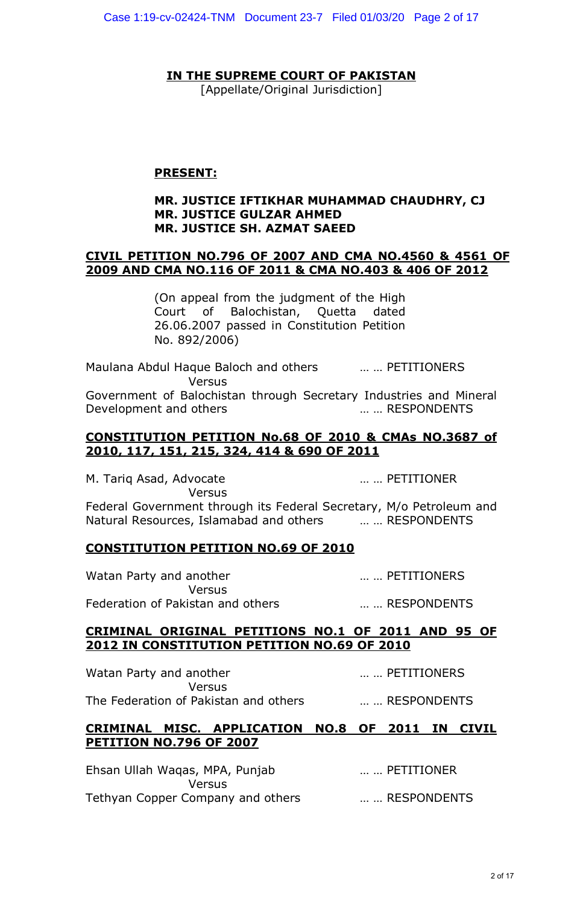# IN THE SUPREME COURT OF PAKISTAN

[Appellate/Original Jurisdiction]

**PRESENT:**

**MR. JUSTICE IFTIKHAR MUHAMMAD CHAUDHRY, CJ**
**MR. JUSTICE GULZAR AHMED**
**MR. JUSTICE SH. AZMAT SAEED**

**CIVIL PETITION NO.796 OF 2007 AND CMA NO.4560 & 4561 OF 2009 AND CMA NO.116 OF 2011 & CMA NO.403 & 406 OF 2012**

(On appeal from the judgment of the High Court of Balochistan, Quetta dated 26.06.2007 passed in Constitution Petition No. 892/2006)

Maulana Abdul Haque Baloch and others … … PETITIONERS
Versus
Government of Balochistan through Secretary Industries and Mineral Development and others … … RESPONDENTS

**CONSTITUTION PETITION No.68 OF 2010 & CMAs NO.3687 of 2010, 117, 151, 215, 324, 414 & 690 OF 2011**

M. Tariq Asad, Advocate … … PETITIONER
Versus
Federal Government through its Federal Secretary, M/o Petroleum and Natural Resources, Islamabad and others … … RESPONDENTS

**CONSTITUTION PETITION NO.69 OF 2010**

Watan Party and another … … PETITIONERS
Versus
Federation of Pakistan and others … … RESPONDENTS

**CRIMINAL ORIGINAL PETITIONS NO.1 OF 2011 AND 95 OF 2012 IN CONSTITUTION PETITION NO.69 OF 2010**

Watan Party and another … … PETITIONERS
Versus
The Federation of Pakistan and others … … RESPONDENTS

**CRIMINAL MISC. APPLICATION NO.8 OF 2011 IN CIVIL PETITION NO.796 OF 2007**

Ehsan Ullah Waqas, MPA, Punjab … … PETITIONER
Versus
Tethyan Copper Company and others … … RESPONDENTS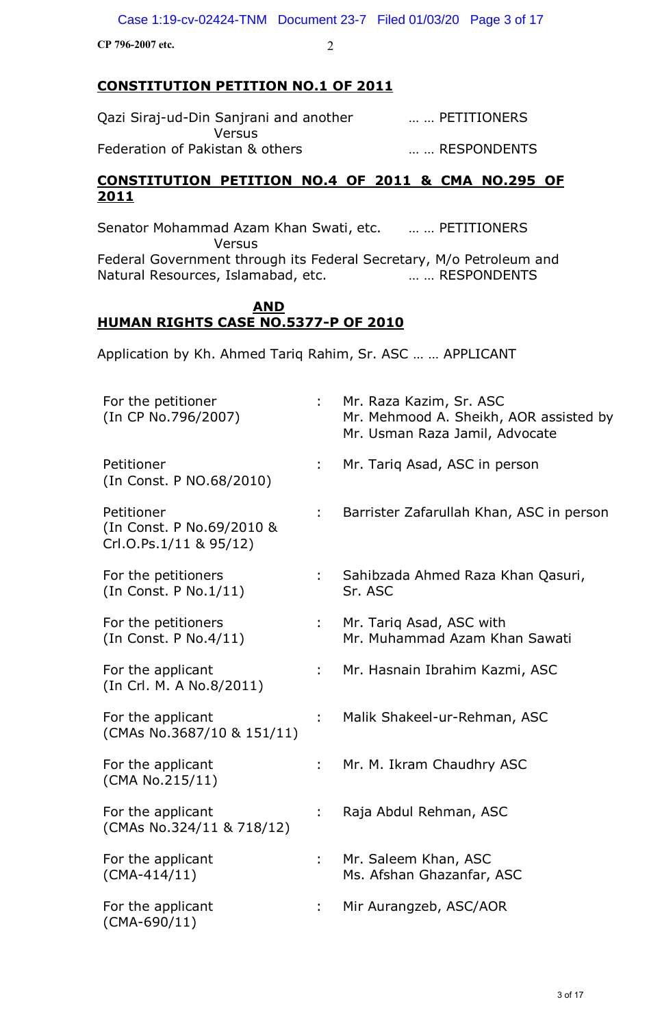**CONSTITUTION PETITION NO.1 OF 2011**

Qazi Siraj-ud-Din Sanjrani and another … … PETITIONERS

Versus

Federation of Pakistan & others … … RESPONDENTS

**CONSTITUTION PETITION NO.4 OF 2011 & CMA NO.295 OF 2011**

Senator Mohammad Azam Khan Swati, etc. … … PETITIONERS

Versus

Federal Government through its Federal Secretary, M/o Petroleum and Natural Resources, Islamabad, etc. … … RESPONDENTS

**AND**

**HUMAN RIGHTS CASE NO.5377-P OF 2010**

Application by Kh. Ahmed Tariq Rahim, Sr. ASC … … APPLICANT

| | | |
|---|---|---|
| For the petitioner (In CP No.796/2007) | : | Mr. Raza Kazim, Sr. ASC<br>Mr. Mehmood A. Sheikh, AOR assisted by Mr. Usman Raza Jamil, Advocate |
| Petitioner (In Const. P NO.68/2010) | : | Mr. Tariq Asad, ASC in person |
| Petitioner (In Const. P No.69/2010 & Crl.O.Ps.1/11 & 95/12) | : | Barrister Zafarullah Khan, ASC in person |
| For the petitioners (In Const. P No.1/11) | : | Sahibzada Ahmed Raza Khan Qasuri, Sr. ASC |
| For the petitioners (In Const. P No.4/11) | : | Mr. Tariq Asad, ASC with<br>Mr. Muhammad Azam Khan Sawati |
| For the applicant (In Crl. M. A No.8/2011) | : | Mr. Hasnain Ibrahim Kazmi, ASC |
| For the applicant (CMAs No.3687/10 & 151/11) | : | Malik Shakeel-ur-Rehman, ASC |
| For the applicant (CMA No.215/11) | : | Mr. M. Ikram Chaudhry ASC |
| For the applicant (CMAs No.324/11 & 718/12) | : | Raja Abdul Rehman, ASC |
| For the applicant (CMA-414/11) | : | Mr. Saleem Khan, ASC<br>Ms. Afshan Ghazanfar, ASC |
| For the applicant (CMA-690/11) | : | Mir Aurangzeb, ASC/AOR |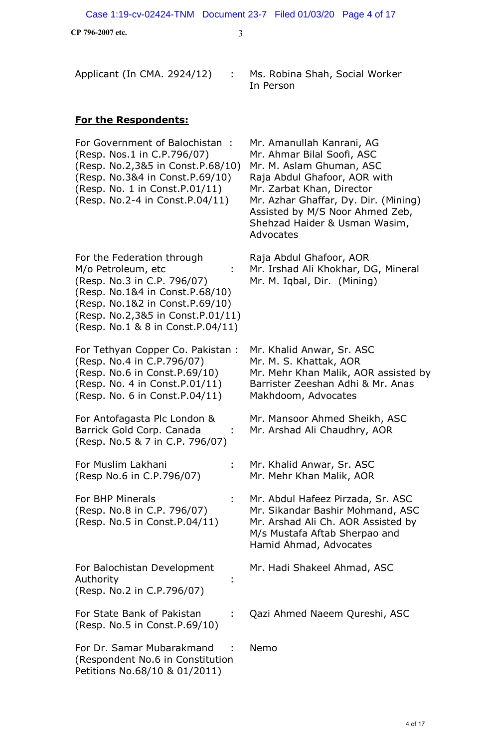| | | |
|---|---|---|
| Applicant (In CMA. 2924/12) | : | Ms. Robina Shah, Social Worker<br>In Person |

**For the Respondents:**

| | | |
|---|---|---|
| For Government of Balochistan<br>(Resp. Nos.1 in C.P.796/07)<br>(Resp. No.2,3&5 in Const.P.68/10)<br>(Resp. No.3&4 in Const.P.69/10)<br>(Resp. No. 1 in Const.P.01/11)<br>(Resp. No.2-4 in Const.P.04/11) | : | Mr. Amanullah Kanrani, AG<br>Mr. Ahmar Bilal Soofi, ASC<br>Mr. M. Aslam Ghuman, ASC<br>Raja Abdul Ghafoor, AOR with<br>Mr. Zarbat Khan, Director<br>Mr. Azhar Ghaffar, Dy. Dir. (Mining)<br>Assisted by M/S Noor Ahmed Zeb,<br>Shehzad Haider & Usman Wasim,<br>Advocates |
| For the Federation through<br>M/o Petroleum, etc<br>(Resp. No.3 in C.P. 796/07)<br>(Resp. No.1&4 in Const.P.68/10)<br>(Resp. No.1&2 in Const.P.69/10)<br>(Resp. No.2,3&5 in Const.P.01/11)<br>(Resp. No.1 & 8 in Const.P.04/11) | : | Raja Abdul Ghafoor, AOR<br>Mr. Irshad Ali Khokhar, DG, Mineral<br>Mr. M. Iqbal, Dir. (Mining) |
| For Tethyan Copper Co. Pakistan<br>(Resp. No.4 in C.P.796/07)<br>(Resp. No.6 in Const.P.69/10)<br>(Resp. No. 4 in Const.P.01/11)<br>(Resp. No. 6 in Const.P.04/11) | : | Mr. Khalid Anwar, Sr. ASC<br>Mr. M. S. Khattak, AOR<br>Mr. Mehr Khan Malik, AOR assisted by<br>Barrister Zeeshan Adhi & Mr. Anas<br>Makhdoom, Advocates |
| For Antofagasta Plc London &<br>Barrick Gold Corp. Canada<br>(Resp. No.5 & 7 in C.P. 796/07) | : | Mr. Mansoor Ahmed Sheikh, ASC<br>Mr. Arshad Ali Chaudhry, AOR |
| For Muslim Lakhani<br>(Resp No.6 in C.P.796/07) | : | Mr. Khalid Anwar, Sr. ASC<br>Mr. Mehr Khan Malik, AOR |
| For BHP Minerals<br>(Resp. No.8 in C.P. 796/07)<br>(Resp. No.5 in Const.P.04/11) | : | Mr. Abdul Hafeez Pirzada, Sr. ASC<br>Mr. Sikandar Bashir Mohmand, ASC<br>Mr. Arshad Ali Ch. AOR Assisted by<br>M/s Mustafa Aftab Sherpao and<br>Hamid Ahmad, Advocates |
| For Balochistan Development<br>Authority<br>(Resp. No.2 in C.P.796/07) | : | Mr. Hadi Shakeel Ahmad, ASC |
| For State Bank of Pakistan<br>(Resp. No.5 in Const.P.69/10) | : | Qazi Ahmed Naeem Qureshi, ASC |
| For Dr. Samar Mubarakmand<br>(Respondent No.6 in Constitution<br>Petitions No.68/10 & 01/2011) | : | Nemo |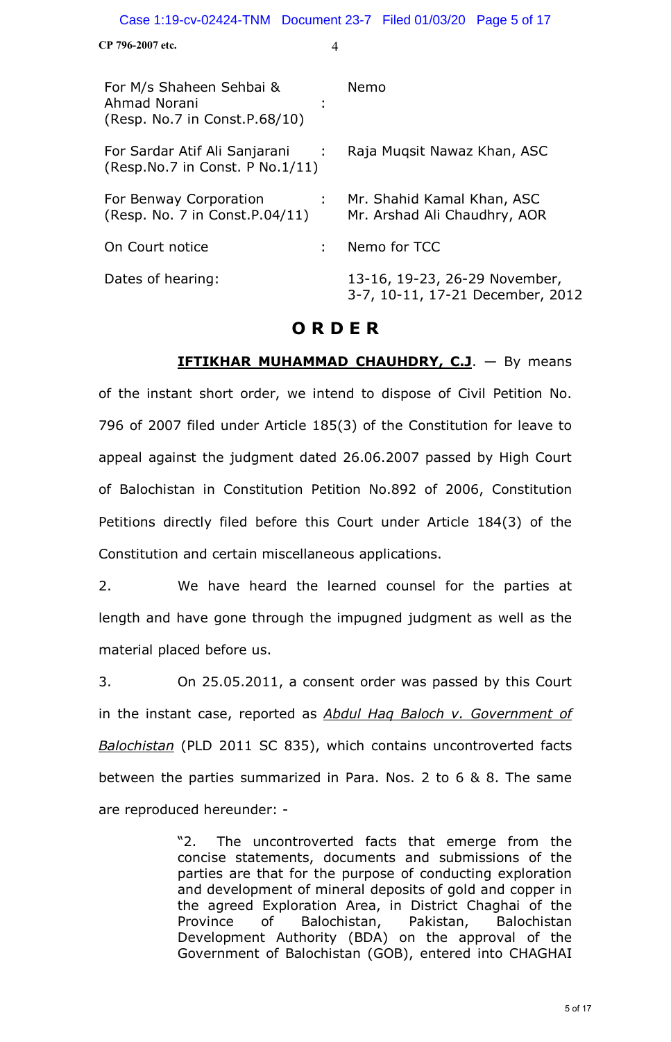| | | |
|---|---|---|
| For M/s Shaheen Sehbai & Ahmad Norani (Resp. No.7 in Const.P.68/10) | : | Nemo |
| For Sardar Atif Ali Sanjarani (Resp.No.7 in Const. P No.1/11) | : | Raja Muqsit Nawaz Khan, ASC |
| For Benway Corporation (Resp. No. 7 in Const.P.04/11) | : | Mr. Shahid Kamal Khan, ASC<br>Mr. Arshad Ali Chaudhry, AOR |
| On Court notice | : | Nemo for TCC |
| Dates of hearing: | | 13-16, 19-23, 26-29 November, 3-7, 10-11, 17-21 December, 2012 |

# O R D E R

**IFTIKHAR MUHAMMAD CHAUHDRY, C.J**. — By means of the instant short order, we intend to dispose of Civil Petition No. 796 of 2007 filed under Article 185(3) of the Constitution for leave to appeal against the judgment dated 26.06.2007 passed by High Court of Balochistan in Constitution Petition No.892 of 2006, Constitution Petitions directly filed before this Court under Article 184(3) of the Constitution and certain miscellaneous applications.

2. We have heard the learned counsel for the parties at length and have gone through the impugned judgment as well as the material placed before us.

3. On 25.05.2011, a consent order was passed by this Court in the instant case, reported as *Abdul Haq Baloch v. Government of Balochistan* (PLD 2011 SC 835), which contains uncontroverted facts between the parties summarized in Para. Nos. 2 to 6 & 8. The same are reproduced hereunder: -

> "2. The uncontroverted facts that emerge from the concise statements, documents and submissions of the parties are that for the purpose of conducting exploration and development of mineral deposits of gold and copper in the agreed Exploration Area, in District Chaghai of the Province of Balochistan, Pakistan, Balochistan Development Authority (BDA) on the approval of the Government of Balochistan (GOB), entered into CHAGHAI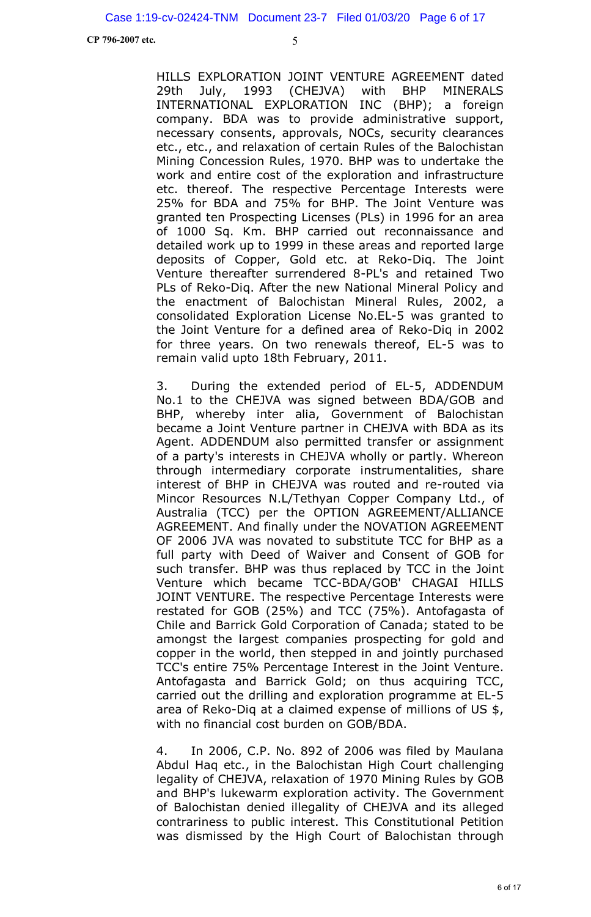HILLS EXPLORATION JOINT VENTURE AGREEMENT dated 29th July, 1993 (CHEJVA) with BHP MINERALS INTERNATIONAL EXPLORATION INC (BHP); a foreign company. BDA was to provide administrative support, necessary consents, approvals, NOCs, security clearances etc., etc., and relaxation of certain Rules of the Balochistan Mining Concession Rules, 1970. BHP was to undertake the work and entire cost of the exploration and infrastructure etc. thereof. The respective Percentage Interests were 25% for BDA and 75% for BHP. The Joint Venture was granted ten Prospecting Licenses (PLs) in 1996 for an area of 1000 Sq. Km. BHP carried out reconnaissance and detailed work up to 1999 in these areas and reported large deposits of Copper, Gold etc. at Reko-Diq. The Joint Venture thereafter surrendered 8-PL's and retained Two PLs of Reko-Diq. After the new National Mineral Policy and the enactment of Balochistan Mineral Rules, 2002, a consolidated Exploration License No.EL-5 was granted to the Joint Venture for a defined area of Reko-Diq in 2002 for three years. On two renewals thereof, EL-5 was to remain valid upto 18th February, 2011.

3. During the extended period of EL-5, ADDENDUM No.1 to the CHEJVA was signed between BDA/GOB and BHP, whereby inter alia, Government of Balochistan became a Joint Venture partner in CHEJVA with BDA as its Agent. ADDENDUM also permitted transfer or assignment of a party's interests in CHEJVA wholly or partly. Whereon through intermediary corporate instrumentalities, share interest of BHP in CHEJVA was routed and re-routed via Mincor Resources N.L/Tethyan Copper Company Ltd., of Australia (TCC) per the OPTION AGREEMENT/ALLIANCE AGREEMENT. And finally under the NOVATION AGREEMENT OF 2006 JVA was novated to substitute TCC for BHP as a full party with Deed of Waiver and Consent of GOB for such transfer. BHP was thus replaced by TCC in the Joint Venture which became TCC-BDA/GOB' CHAGAI HILLS JOINT VENTURE. The respective Percentage Interests were restated for GOB (25%) and TCC (75%). Antofagasta of Chile and Barrick Gold Corporation of Canada; stated to be amongst the largest companies prospecting for gold and copper in the world, then stepped in and jointly purchased TCC's entire 75% Percentage Interest in the Joint Venture. Antofagasta and Barrick Gold; on thus acquiring TCC, carried out the drilling and exploration programme at EL-5 area of Reko-Diq at a claimed expense of millions of US $, with no financial cost burden on GOB/BDA.

4. In 2006, C.P. No. 892 of 2006 was filed by Maulana Abdul Haq etc., in the Balochistan High Court challenging legality of CHEJVA, relaxation of 1970 Mining Rules by GOB and BHP's lukewarm exploration activity. The Government of Balochistan denied illegality of CHEJVA and its alleged contrariness to public interest. This Constitutional Petition was dismissed by the High Court of Balochistan through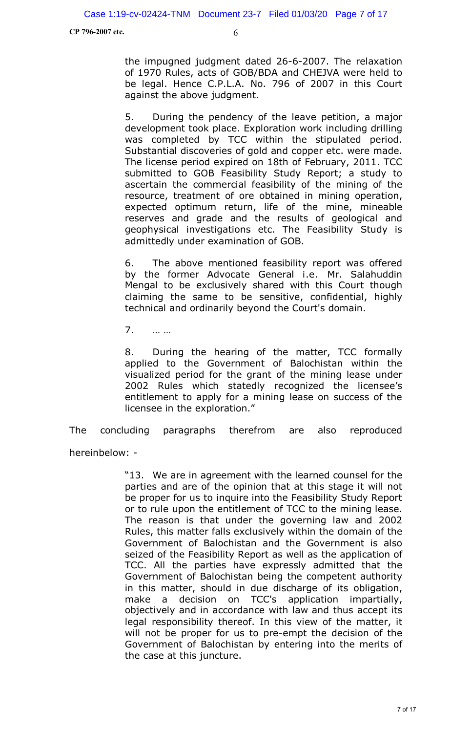the impugned judgment dated 26-6-2007. The relaxation of 1970 Rules, acts of GOB/BDA and CHEJVA were held to be legal. Hence C.P.L.A. No. 796 of 2007 in this Court against the above judgment.

5. During the pendency of the leave petition, a major development took place. Exploration work including drilling was completed by TCC within the stipulated period. Substantial discoveries of gold and copper etc. were made. The license period expired on 18th of February, 2011. TCC submitted to GOB Feasibility Study Report; a study to ascertain the commercial feasibility of the mining of the resource, treatment of ore obtained in mining operation, expected optimum return, life of the mine, mineable reserves and grade and the results of geological and geophysical investigations etc. The Feasibility Study is admittedly under examination of GOB.

6. The above mentioned feasibility report was offered by the former Advocate General i.e. Mr. Salahuddin Mengal to be exclusively shared with this Court though claiming the same to be sensitive, confidential, highly technical and ordinarily beyond the Court's domain.

7. … …

8. During the hearing of the matter, TCC formally applied to the Government of Balochistan within the visualized period for the grant of the mining lease under 2002 Rules which statedly recognized the licensee's entitlement to apply for a mining lease on success of the licensee in the exploration."

The concluding paragraphs therefrom are also reproduced hereinbelow: -

"13. We are in agreement with the learned counsel for the parties and are of the opinion that at this stage it will not be proper for us to inquire into the Feasibility Study Report or to rule upon the entitlement of TCC to the mining lease. The reason is that under the governing law and 2002 Rules, this matter falls exclusively within the domain of the Government of Balochistan and the Government is also seized of the Feasibility Report as well as the application of TCC. All the parties have expressly admitted that the Government of Balochistan being the competent authority in this matter, should in due discharge of its obligation, make a decision on TCC's application impartially, objectively and in accordance with law and thus accept its legal responsibility thereof. In this view of the matter, it will not be proper for us to pre-empt the decision of the Government of Balochistan by entering into the merits of the case at this juncture.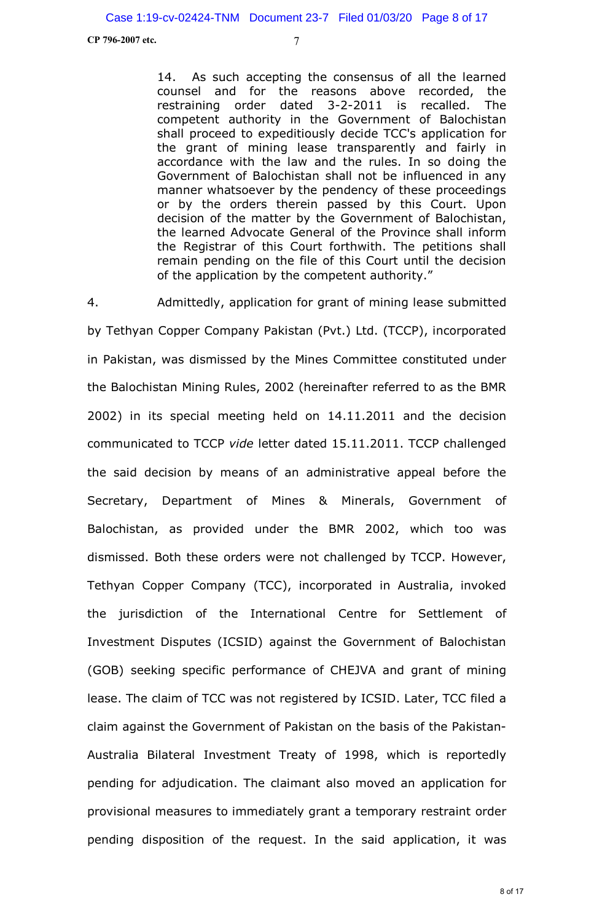> 14. As such accepting the consensus of all the learned counsel and for the reasons above recorded, the restraining order dated 3-2-2011 is recalled. The competent authority in the Government of Balochistan shall proceed to expeditiously decide TCC's application for the grant of mining lease transparently and fairly in accordance with the law and the rules. In so doing the Government of Balochistan shall not be influenced in any manner whatsoever by the pendency of these proceedings or by the orders therein passed by this Court. Upon decision of the matter by the Government of Balochistan, the learned Advocate General of the Province shall inform the Registrar of this Court forthwith. The petitions shall remain pending on the file of this Court until the decision of the application by the competent authority."

4. Admittedly, application for grant of mining lease submitted by Tethyan Copper Company Pakistan (Pvt.) Ltd. (TCCP), incorporated in Pakistan, was dismissed by the Mines Committee constituted under the Balochistan Mining Rules, 2002 (hereinafter referred to as the BMR 2002) in its special meeting held on 14.11.2011 and the decision communicated to TCCP *vide* letter dated 15.11.2011. TCCP challenged the said decision by means of an administrative appeal before the Secretary, Department of Mines & Minerals, Government of Balochistan, as provided under the BMR 2002, which too was dismissed. Both these orders were not challenged by TCCP. However, Tethyan Copper Company (TCC), incorporated in Australia, invoked the jurisdiction of the International Centre for Settlement of Investment Disputes (ICSID) against the Government of Balochistan (GOB) seeking specific performance of CHEJVA and grant of mining lease. The claim of TCC was not registered by ICSID. Later, TCC filed a claim against the Government of Pakistan on the basis of the Pakistan-Australia Bilateral Investment Treaty of 1998, which is reportedly pending for adjudication. The claimant also moved an application for provisional measures to immediately grant a temporary restraint order pending disposition of the request. In the said application, it was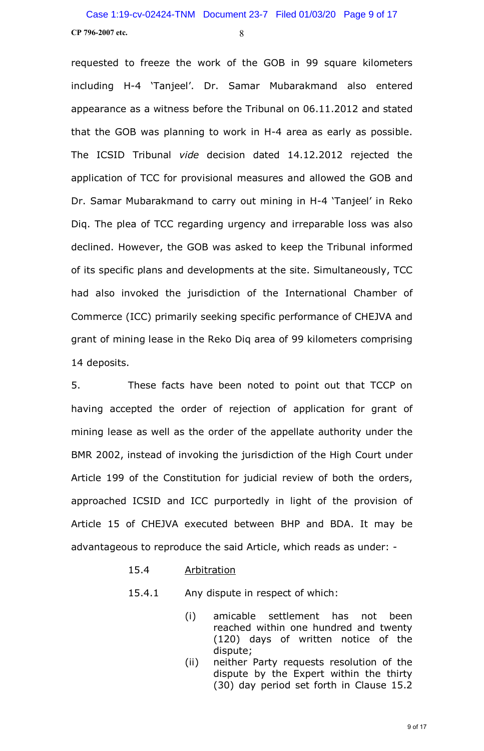requested to freeze the work of the GOB in 99 square kilometers including H-4 'Tanjeel'. Dr. Samar Mubarakmand also entered appearance as a witness before the Tribunal on 06.11.2012 and stated that the GOB was planning to work in H-4 area as early as possible. The ICSID Tribunal *vide* decision dated 14.12.2012 rejected the application of TCC for provisional measures and allowed the GOB and Dr. Samar Mubarakmand to carry out mining in H-4 'Tanjeel' in Reko Diq. The plea of TCC regarding urgency and irreparable loss was also declined. However, the GOB was asked to keep the Tribunal informed of its specific plans and developments at the site. Simultaneously, TCC had also invoked the jurisdiction of the International Chamber of Commerce (ICC) primarily seeking specific performance of CHEJVA and grant of mining lease in the Reko Diq area of 99 kilometers comprising 14 deposits.

5. These facts have been noted to point out that TCCP on having accepted the order of rejection of application for grant of mining lease as well as the order of the appellate authority under the BMR 2002, instead of invoking the jurisdiction of the High Court under Article 199 of the Constitution for judicial review of both the orders, approached ICSID and ICC purportedly in light of the provision of Article 15 of CHEJVA executed between BHP and BDA. It may be advantageous to reproduce the said Article, which reads as under: -

> 15.4 Arbitration
>
> 15.4.1 Any dispute in respect of which:
>
> (i) amicable settlement has not been reached within one hundred and twenty (120) days of written notice of the dispute;
>
> (ii) neither Party requests resolution of the dispute by the Expert within the thirty (30) day period set forth in Clause 15.2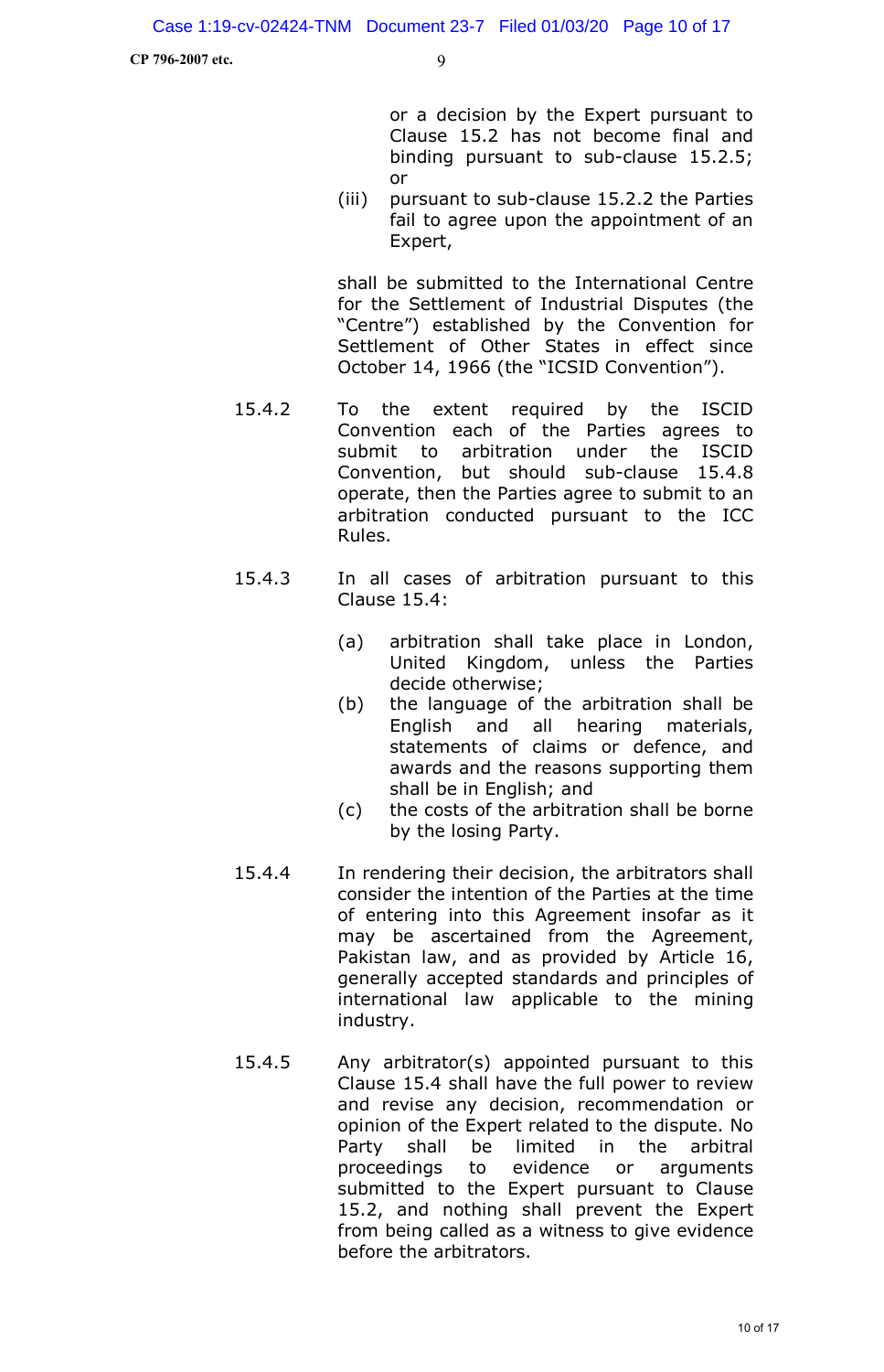or a decision by the Expert pursuant to Clause 15.2 has not become final and binding pursuant to sub-clause 15.2.5; or

(iii) pursuant to sub-clause 15.2.2 the Parties fail to agree upon the appointment of an Expert,

shall be submitted to the International Centre for the Settlement of Industrial Disputes (the "Centre") established by the Convention for Settlement of Other States in effect since October 14, 1966 (the "ICSID Convention").

15.4.2 To the extent required by the ISCID Convention each of the Parties agrees to submit to arbitration under the ISCID Convention, but should sub-clause 15.4.8 operate, then the Parties agree to submit to an arbitration conducted pursuant to the ICC Rules.

15.4.3 In all cases of arbitration pursuant to this Clause 15.4:

(a) arbitration shall take place in London, United Kingdom, unless the Parties decide otherwise;

(b) the language of the arbitration shall be English and all hearing materials, statements of claims or defence, and awards and the reasons supporting them shall be in English; and

(c) the costs of the arbitration shall be borne by the losing Party.

15.4.4 In rendering their decision, the arbitrators shall consider the intention of the Parties at the time of entering into this Agreement insofar as it may be ascertained from the Agreement, Pakistan law, and as provided by Article 16, generally accepted standards and principles of international law applicable to the mining industry.

15.4.5 Any arbitrator(s) appointed pursuant to this Clause 15.4 shall have the full power to review and revise any decision, recommendation or opinion of the Expert related to the dispute. No Party shall be limited in the arbitral proceedings to evidence or arguments submitted to the Expert pursuant to Clause 15.2, and nothing shall prevent the Expert from being called as a witness to give evidence before the arbitrators.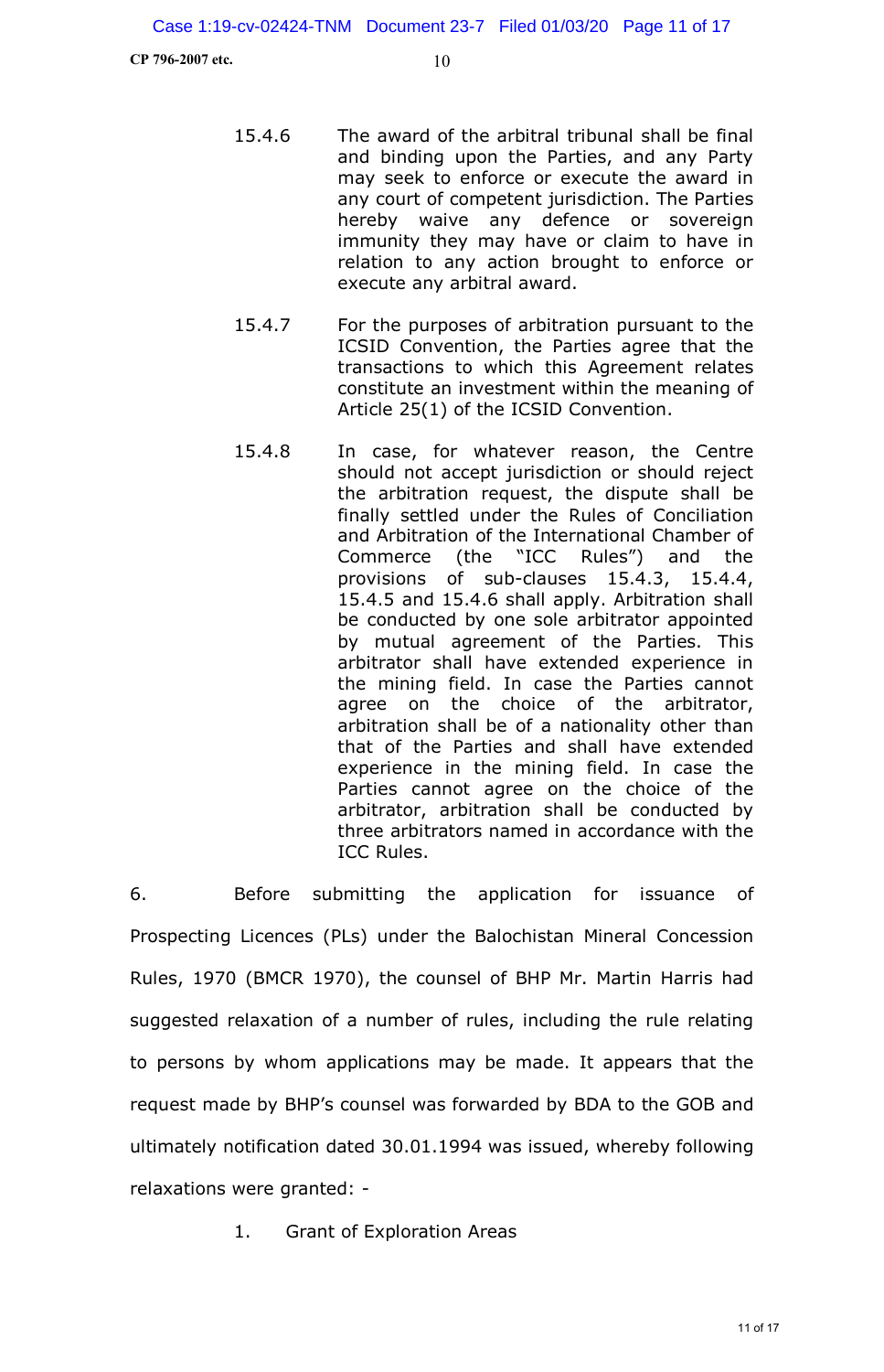15.4.6 The award of the arbitral tribunal shall be final and binding upon the Parties, and any Party may seek to enforce or execute the award in any court of competent jurisdiction. The Parties hereby waive any defence or sovereign immunity they may have or claim to have in relation to any action brought to enforce or execute any arbitral award.

15.4.7 For the purposes of arbitration pursuant to the ICSID Convention, the Parties agree that the transactions to which this Agreement relates constitute an investment within the meaning of Article 25(1) of the ICSID Convention.

15.4.8 In case, for whatever reason, the Centre should not accept jurisdiction or should reject the arbitration request, the dispute shall be finally settled under the Rules of Conciliation and Arbitration of the International Chamber of Commerce (the "ICC Rules") and the provisions of sub-clauses 15.4.3, 15.4.4, 15.4.5 and 15.4.6 shall apply. Arbitration shall be conducted by one sole arbitrator appointed by mutual agreement of the Parties. This arbitrator shall have extended experience in the mining field. In case the Parties cannot agree on the choice of the arbitrator, arbitration shall be of a nationality other than that of the Parties and shall have extended experience in the mining field. In case the Parties cannot agree on the choice of the arbitrator, arbitration shall be conducted by three arbitrators named in accordance with the ICC Rules.

6. Before submitting the application for issuance of Prospecting Licences (PLs) under the Balochistan Mineral Concession Rules, 1970 (BMCR 1970), the counsel of BHP Mr. Martin Harris had suggested relaxation of a number of rules, including the rule relating to persons by whom applications may be made. It appears that the request made by BHP's counsel was forwarded by BDA to the GOB and ultimately notification dated 30.01.1994 was issued, whereby following relaxations were granted: -

1. Grant of Exploration Areas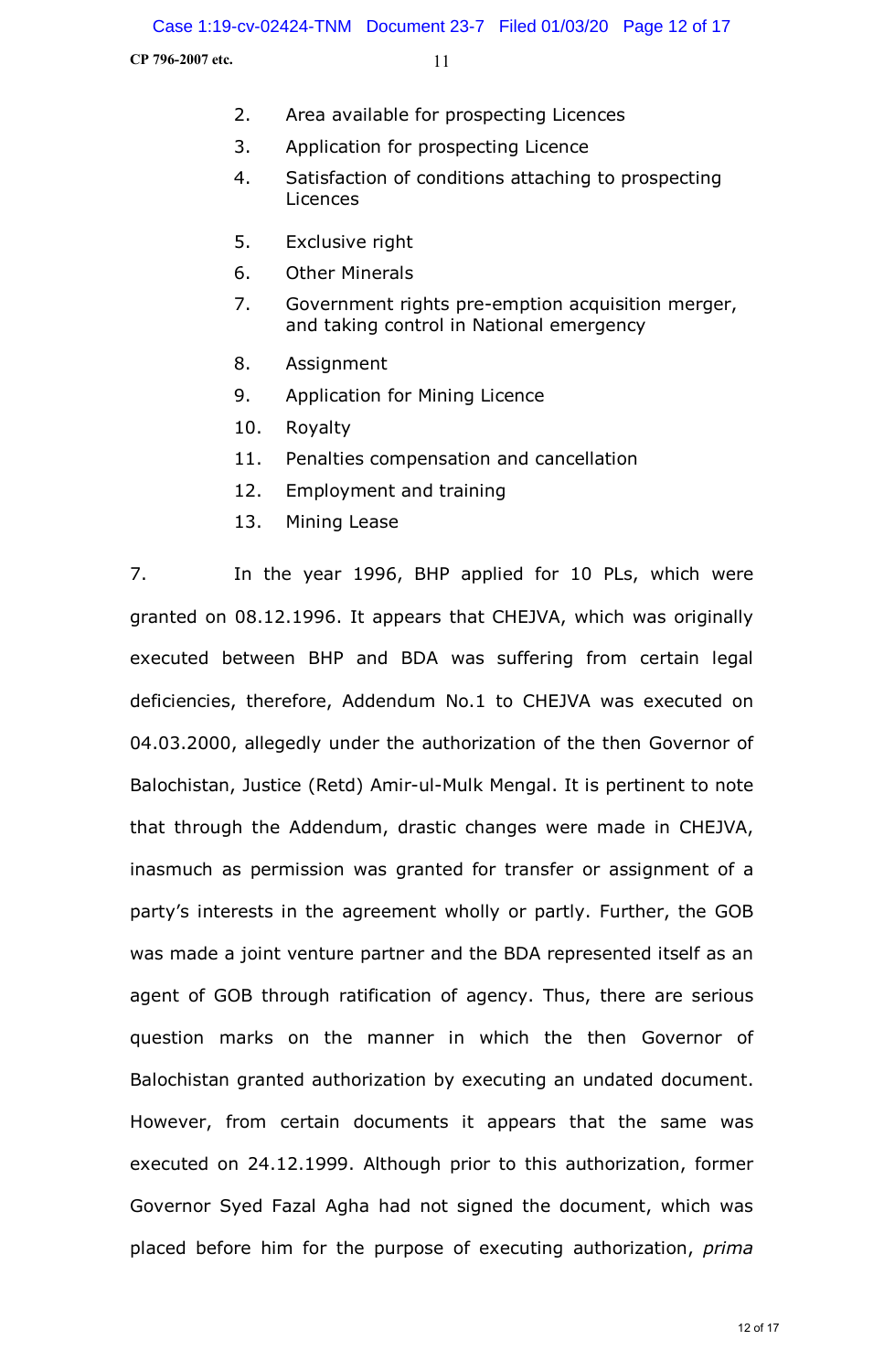2. Area available for prospecting Licences
3. Application for prospecting Licence
4. Satisfaction of conditions attaching to prospecting Licences
5. Exclusive right
6. Other Minerals
7. Government rights pre-emption acquisition merger, and taking control in National emergency
8. Assignment
9. Application for Mining Licence
10. Royalty
11. Penalties compensation and cancellation
12. Employment and training
13. Mining Lease

7. In the year 1996, BHP applied for 10 PLs, which were granted on 08.12.1996. It appears that CHEJVA, which was originally executed between BHP and BDA was suffering from certain legal deficiencies, therefore, Addendum No.1 to CHEJVA was executed on 04.03.2000, allegedly under the authorization of the then Governor of Balochistan, Justice (Retd) Amir-ul-Mulk Mengal. It is pertinent to note that through the Addendum, drastic changes were made in CHEJVA, inasmuch as permission was granted for transfer or assignment of a party's interests in the agreement wholly or partly. Further, the GOB was made a joint venture partner and the BDA represented itself as an agent of GOB through ratification of agency. Thus, there are serious question marks on the manner in which the then Governor of Balochistan granted authorization by executing an undated document. However, from certain documents it appears that the same was executed on 24.12.1999. Although prior to this authorization, former Governor Syed Fazal Agha had not signed the document, which was placed before him for the purpose of executing authorization, *prima*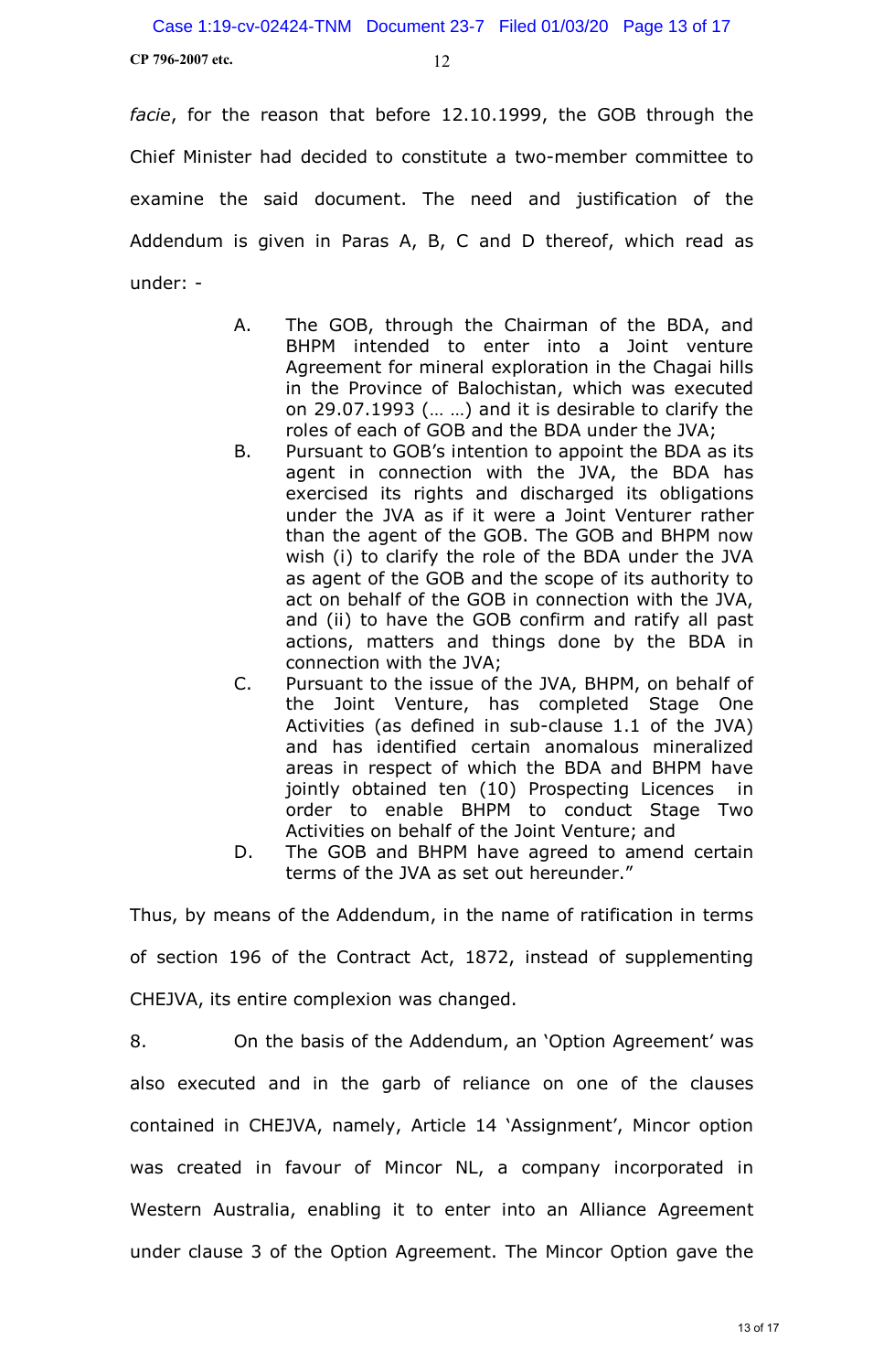*facie*, for the reason that before 12.10.1999, the GOB through the Chief Minister had decided to constitute a two-member committee to examine the said document. The need and justification of the Addendum is given in Paras A, B, C and D thereof, which read as under: -

> A. The GOB, through the Chairman of the BDA, and BHPM intended to enter into a Joint venture Agreement for mineral exploration in the Chagai hills in the Province of Balochistan, which was executed on 29.07.1993 (… …) and it is desirable to clarify the roles of each of GOB and the BDA under the JVA;
>
> B. Pursuant to GOB's intention to appoint the BDA as its agent in connection with the JVA, the BDA has exercised its rights and discharged its obligations under the JVA as if it were a Joint Venturer rather than the agent of the GOB. The GOB and BHPM now wish (i) to clarify the role of the BDA under the JVA as agent of the GOB and the scope of its authority to act on behalf of the GOB in connection with the JVA, and (ii) to have the GOB confirm and ratify all past actions, matters and things done by the BDA in connection with the JVA;
>
> C. Pursuant to the issue of the JVA, BHPM, on behalf of the Joint Venture, has completed Stage One Activities (as defined in sub-clause 1.1 of the JVA) and has identified certain anomalous mineralized areas in respect of which the BDA and BHPM have jointly obtained ten (10) Prospecting Licences in order to enable BHPM to conduct Stage Two Activities on behalf of the Joint Venture; and
>
> D. The GOB and BHPM have agreed to amend certain terms of the JVA as set out hereunder."

Thus, by means of the Addendum, in the name of ratification in terms of section 196 of the Contract Act, 1872, instead of supplementing CHEJVA, its entire complexion was changed.

8. On the basis of the Addendum, an 'Option Agreement' was also executed and in the garb of reliance on one of the clauses contained in CHEJVA, namely, Article 14 'Assignment', Mincor option was created in favour of Mincor NL, a company incorporated in Western Australia, enabling it to enter into an Alliance Agreement under clause 3 of the Option Agreement. The Mincor Option gave the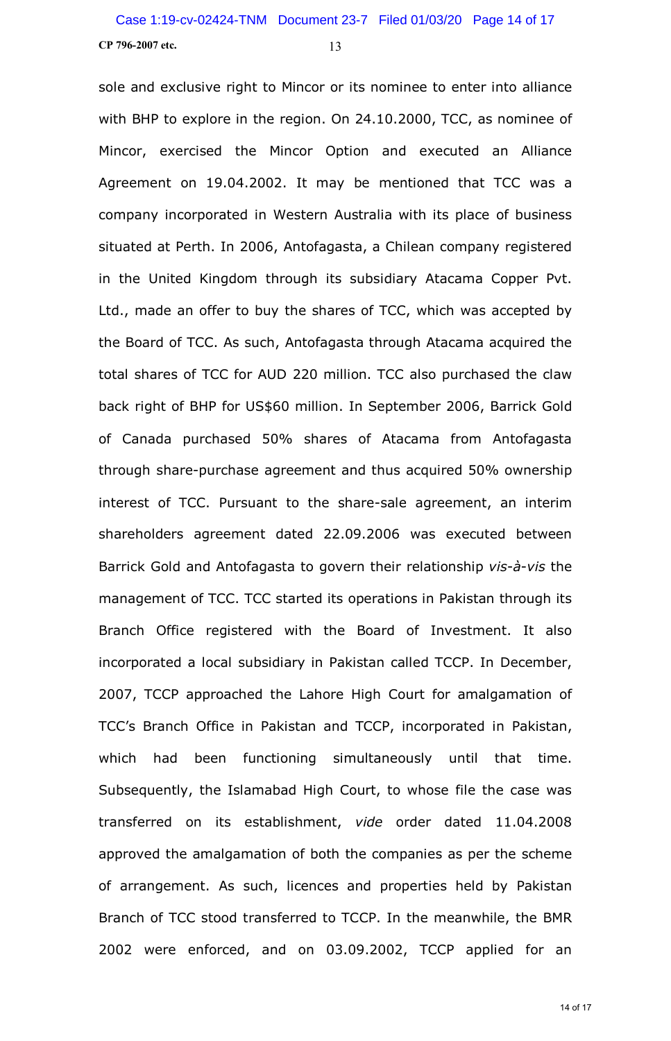sole and exclusive right to Mincor or its nominee to enter into alliance with BHP to explore in the region. On 24.10.2000, TCC, as nominee of Mincor, exercised the Mincor Option and executed an Alliance Agreement on 19.04.2002. It may be mentioned that TCC was a company incorporated in Western Australia with its place of business situated at Perth. In 2006, Antofagasta, a Chilean company registered in the United Kingdom through its subsidiary Atacama Copper Pvt. Ltd., made an offer to buy the shares of TCC, which was accepted by the Board of TCC. As such, Antofagasta through Atacama acquired the total shares of TCC for AUD 220 million. TCC also purchased the claw back right of BHP for US$60 million. In September 2006, Barrick Gold of Canada purchased 50% shares of Atacama from Antofagasta through share-purchase agreement and thus acquired 50% ownership interest of TCC. Pursuant to the share-sale agreement, an interim shareholders agreement dated 22.09.2006 was executed between Barrick Gold and Antofagasta to govern their relationship *vis-à-vis* the management of TCC. TCC started its operations in Pakistan through its Branch Office registered with the Board of Investment. It also incorporated a local subsidiary in Pakistan called TCCP. In December, 2007, TCCP approached the Lahore High Court for amalgamation of TCC's Branch Office in Pakistan and TCCP, incorporated in Pakistan, which had been functioning simultaneously until that time. Subsequently, the Islamabad High Court, to whose file the case was transferred on its establishment, *vide* order dated 11.04.2008 approved the amalgamation of both the companies as per the scheme of arrangement. As such, licences and properties held by Pakistan Branch of TCC stood transferred to TCCP. In the meanwhile, the BMR 2002 were enforced, and on 03.09.2002, TCCP applied for an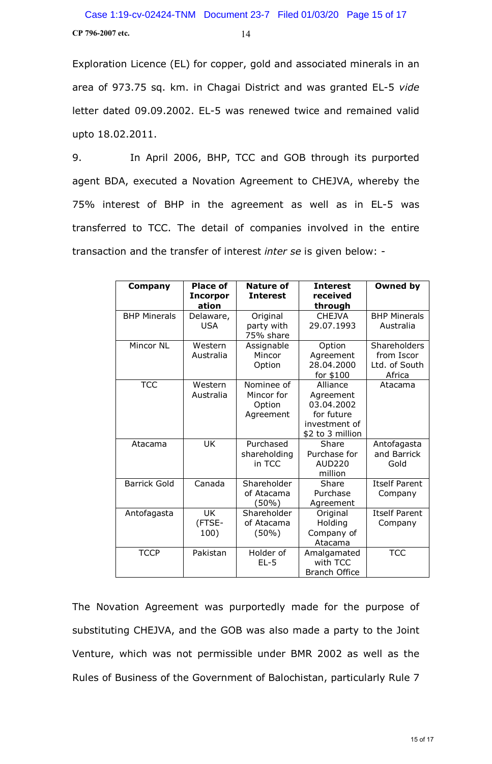Exploration Licence (EL) for copper, gold and associated minerals in an area of 973.75 sq. km. in Chagai District and was granted EL-5 *vide* letter dated 09.09.2002. EL-5 was renewed twice and remained valid upto 18.02.2011.

9. In April 2006, BHP, TCC and GOB through its purported agent BDA, executed a Novation Agreement to CHEJVA, whereby the 75% interest of BHP in the agreement as well as in EL-5 was transferred to TCC. The detail of companies involved in the entire transaction and the transfer of interest *inter se* is given below: -

| Company | Place of Incorporation | Nature of Interest | Interest received through | Owned by |
|---|---|---|---|---|
| BHP Minerals | Delaware, USA | Original party with 75% share | CHEJVA 29.07.1993 | BHP Minerals Australia |
| Mincor NL | Western Australia | Assignable Mincor Option | Option Agreement 28.04.2000 for $100 | Shareholders from Iscor Ltd. of South Africa |
| TCC | Western Australia | Nominee of Mincor for Option Agreement | Alliance Agreement 03.04.2002 for future investment of $2 to 3 million | Atacama |
| Atacama | UK | Purchased shareholding in TCC | Share Purchase for AUD220 million | Antofagasta and Barrick Gold |
| Barrick Gold | Canada | Shareholder of Atacama (50%) | Share Purchase Agreement | Itself Parent Company |
| Antofagasta | UK (FTSE-100) | Shareholder of Atacama (50%) | Original Holding Company of Atacama | Itself Parent Company |
| TCCP | Pakistan | Holder of EL-5 | Amalgamated with TCC Branch Office | TCC |

The Novation Agreement was purportedly made for the purpose of substituting CHEJVA, and the GOB was also made a party to the Joint Venture, which was not permissible under BMR 2002 as well as the Rules of Business of the Government of Balochistan, particularly Rule 7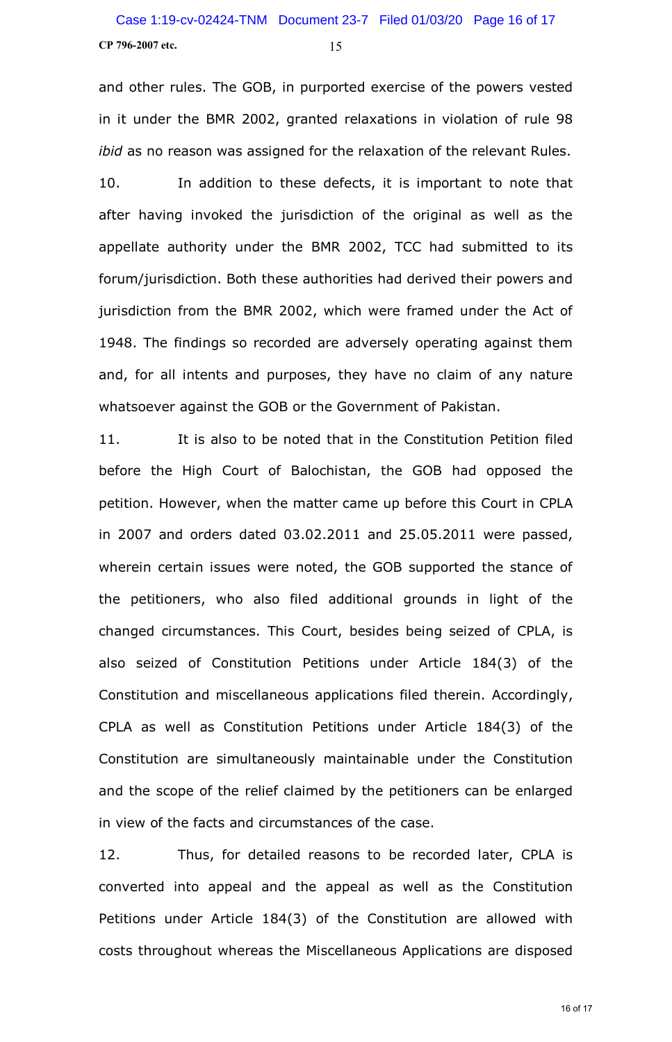and other rules. The GOB, in purported exercise of the powers vested in it under the BMR 2002, granted relaxations in violation of rule 98 *ibid* as no reason was assigned for the relaxation of the relevant Rules.

10. In addition to these defects, it is important to note that after having invoked the jurisdiction of the original as well as the appellate authority under the BMR 2002, TCC had submitted to its forum/jurisdiction. Both these authorities had derived their powers and jurisdiction from the BMR 2002, which were framed under the Act of 1948. The findings so recorded are adversely operating against them and, for all intents and purposes, they have no claim of any nature whatsoever against the GOB or the Government of Pakistan.

11. It is also to be noted that in the Constitution Petition filed before the High Court of Balochistan, the GOB had opposed the petition. However, when the matter came up before this Court in CPLA in 2007 and orders dated 03.02.2011 and 25.05.2011 were passed, wherein certain issues were noted, the GOB supported the stance of the petitioners, who also filed additional grounds in light of the changed circumstances. This Court, besides being seized of CPLA, is also seized of Constitution Petitions under Article 184(3) of the Constitution and miscellaneous applications filed therein. Accordingly, CPLA as well as Constitution Petitions under Article 184(3) of the Constitution are simultaneously maintainable under the Constitution and the scope of the relief claimed by the petitioners can be enlarged in view of the facts and circumstances of the case.

12. Thus, for detailed reasons to be recorded later, CPLA is converted into appeal and the appeal as well as the Constitution Petitions under Article 184(3) of the Constitution are allowed with costs throughout whereas the Miscellaneous Applications are disposed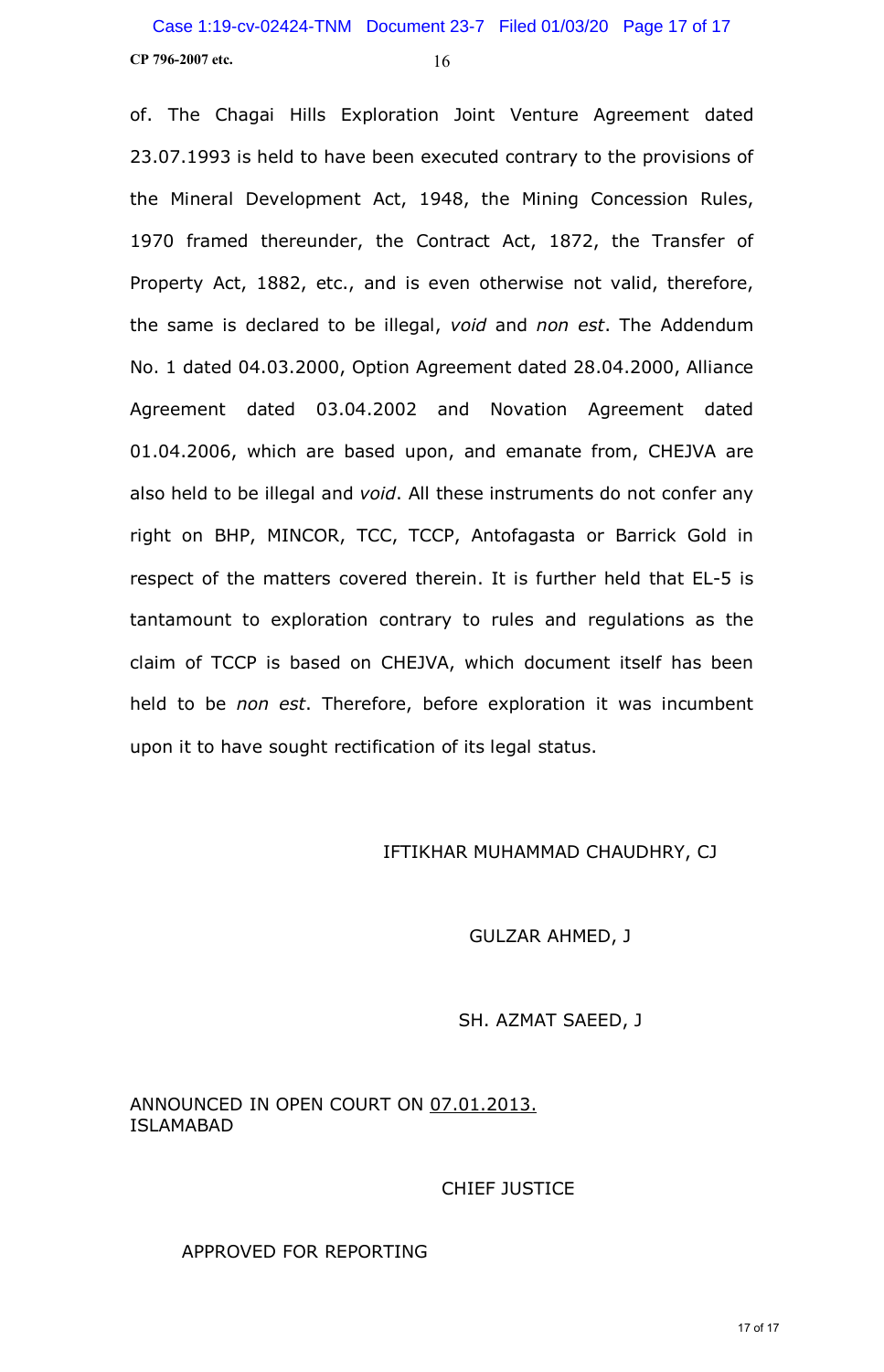of. The Chagai Hills Exploration Joint Venture Agreement dated 23.07.1993 is held to have been executed contrary to the provisions of the Mineral Development Act, 1948, the Mining Concession Rules, 1970 framed thereunder, the Contract Act, 1872, the Transfer of Property Act, 1882, etc., and is even otherwise not valid, therefore, the same is declared to be illegal, *void* and *non est*. The Addendum No. 1 dated 04.03.2000, Option Agreement dated 28.04.2000, Alliance Agreement dated 03.04.2002 and Novation Agreement dated 01.04.2006, which are based upon, and emanate from, CHEJVA are also held to be illegal and *void*. All these instruments do not confer any right on BHP, MINCOR, TCC, TCCP, Antofagasta or Barrick Gold in respect of the matters covered therein. It is further held that EL-5 is tantamount to exploration contrary to rules and regulations as the claim of TCCP is based on CHEJVA, which document itself has been held to be *non est*. Therefore, before exploration it was incumbent upon it to have sought rectification of its legal status.

IFTIKHAR MUHAMMAD CHAUDHRY, CJ

GULZAR AHMED, J

SH. AZMAT SAEED, J

ANNOUNCED IN OPEN COURT ON 07.01.2013.
ISLAMABAD

CHIEF JUSTICE

APPROVED FOR REPORTING